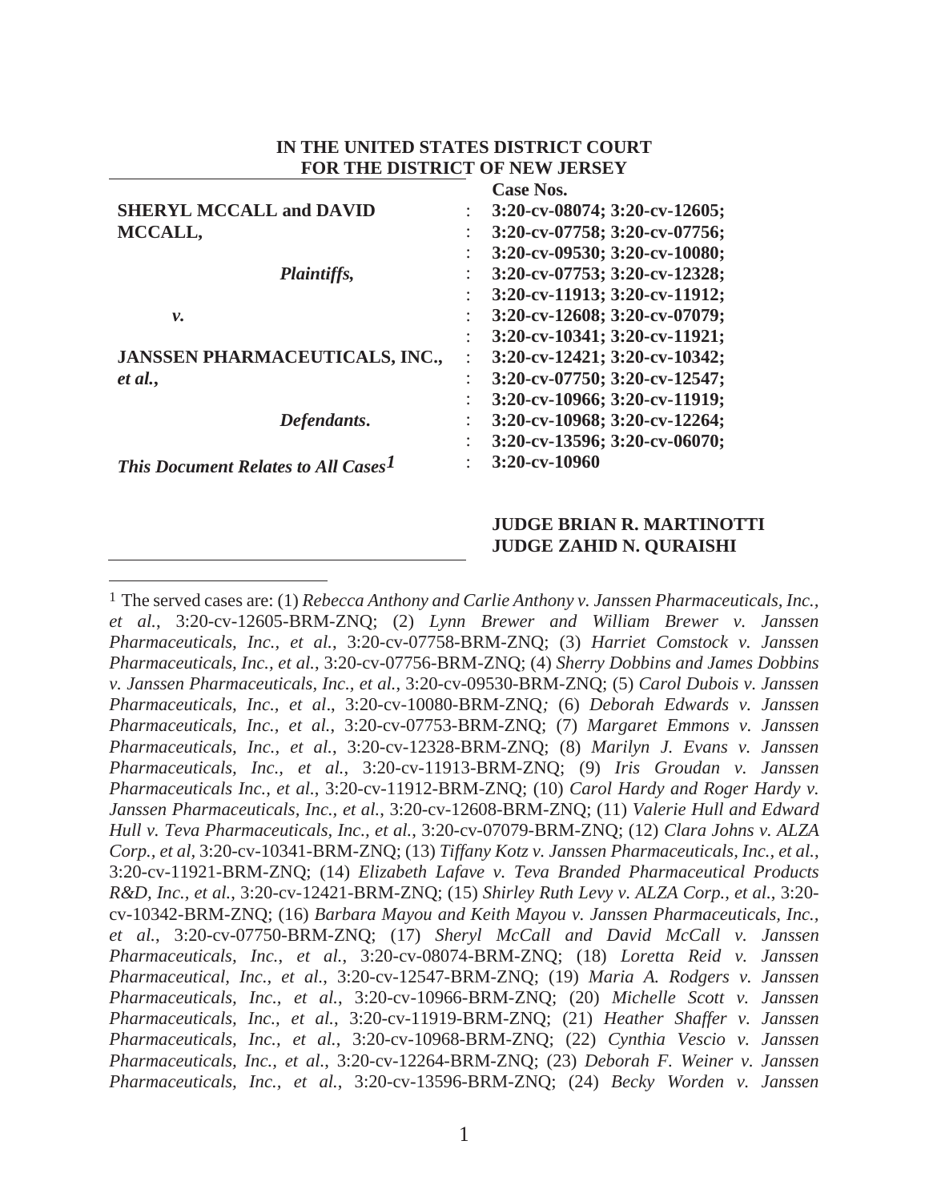**IN THE UNITED STATES DISTRICT COURT**
**FOR THE DISTRICT OF NEW JERSEY**

| | | |
|---|---|---|
| **SHERYL MCCALL and DAVID MCCALL,** | : | **Case Nos.** |
| | : | **3:20-cv-08074; 3:20-cv-12605;** |
| ***Plaintiffs,*** | : | **3:20-cv-07758; 3:20-cv-07756;** |
| | : | **3:20-cv-09530; 3:20-cv-10080;** |
| ***v.*** | : | **3:20-cv-07753; 3:20-cv-12328;** |
| | : | **3:20-cv-11913; 3:20-cv-11912;** |
| **JANSSEN PHARMACEUTICALS, INC., *et al.*,** | : | **3:20-cv-12608; 3:20-cv-07079;** |
| | : | **3:20-cv-10341; 3:20-cv-11921;** |
| ***Defendants.*** | : | **3:20-cv-12421; 3:20-cv-10342;** |
| | : | **3:20-cv-07750; 3:20-cv-12547;** |
| | : | **3:20-cv-10966; 3:20-cv-11919;** |
| | : | **3:20-cv-10968; 3:20-cv-12264;** |
| | : | **3:20-cv-13596; 3:20-cv-06070;** |
| ***This Document Relates to All Cases*[1]** | : | **3:20-cv-10960** |

**JUDGE BRIAN R. MARTINOTTI**
**JUDGE ZAHID N. QURAISHI**

---

[1] The served cases are: (1) *Rebecca Anthony and Carlie Anthony v. Janssen Pharmaceuticals, Inc., et al.*, 3:20-cv-12605-BRM-ZNQ; (2) *Lynn Brewer and William Brewer v. Janssen Pharmaceuticals, Inc., et al.*, 3:20-cv-07758-BRM-ZNQ; (3) *Harriet Comstock v. Janssen Pharmaceuticals, Inc., et al.*, 3:20-cv-07756-BRM-ZNQ; (4) *Sherry Dobbins and James Dobbins v. Janssen Pharmaceuticals, Inc., et al.*, 3:20-cv-09530-BRM-ZNQ; (5) *Carol Dubois v. Janssen Pharmaceuticals, Inc., et al*., 3:20-cv-10080-BRM-ZNQ*;* (6) *Deborah Edwards v. Janssen Pharmaceuticals, Inc., et al.*, 3:20-cv-07753-BRM-ZNQ; (7) *Margaret Emmons v. Janssen Pharmaceuticals, Inc., et al.*, 3:20-cv-12328-BRM-ZNQ; (8) *Marilyn J. Evans v. Janssen Pharmaceuticals, Inc., et al.*, 3:20-cv-11913-BRM-ZNQ; (9) *Iris Groudan v. Janssen Pharmaceuticals Inc., et al.*, 3:20-cv-11912-BRM-ZNQ; (10) *Carol Hardy and Roger Hardy v. Janssen Pharmaceuticals, Inc., et al.*, 3:20-cv-12608-BRM-ZNQ; (11) *Valerie Hull and Edward Hull v. Teva Pharmaceuticals, Inc., et al.*, 3:20-cv-07079-BRM-ZNQ; (12) *Clara Johns v. ALZA Corp., et al*, 3:20-cv-10341-BRM-ZNQ; (13) *Tiffany Kotz v. Janssen Pharmaceuticals, Inc., et al.*, 3:20-cv-11921-BRM-ZNQ; (14) *Elizabeth Lafave v. Teva Branded Pharmaceutical Products R&D, Inc., et al.*, 3:20-cv-12421-BRM-ZNQ; (15) *Shirley Ruth Levy v. ALZA Corp., et al*., 3:20-cv-10342-BRM-ZNQ; (16) *Barbara Mayou and Keith Mayou v. Janssen Pharmaceuticals, Inc., et al.*, 3:20-cv-07750-BRM-ZNQ; (17) *Sheryl McCall and David McCall v. Janssen Pharmaceuticals, Inc., et al.*, 3:20-cv-08074-BRM-ZNQ; (18) *Loretta Reid v. Janssen Pharmaceutical, Inc., et al*., 3:20-cv-12547-BRM-ZNQ; (19) *Maria A. Rodgers v. Janssen Pharmaceuticals, Inc., et al.*, 3:20-cv-10966-BRM-ZNQ; (20) *Michelle Scott v. Janssen Pharmaceuticals, Inc., et al.*, 3:20-cv-11919-BRM-ZNQ; (21) *Heather Shaffer v. Janssen Pharmaceuticals, Inc., et al.*, 3:20-cv-10968-BRM-ZNQ; (22) *Cynthia Vescio v. Janssen Pharmaceuticals, Inc., et al.*, 3:20-cv-12264-BRM-ZNQ; (23) *Deborah F. Weiner v. Janssen Pharmaceuticals, Inc., et al.*, 3:20-cv-13596-BRM-ZNQ; (24) *Becky Worden v. Janssen*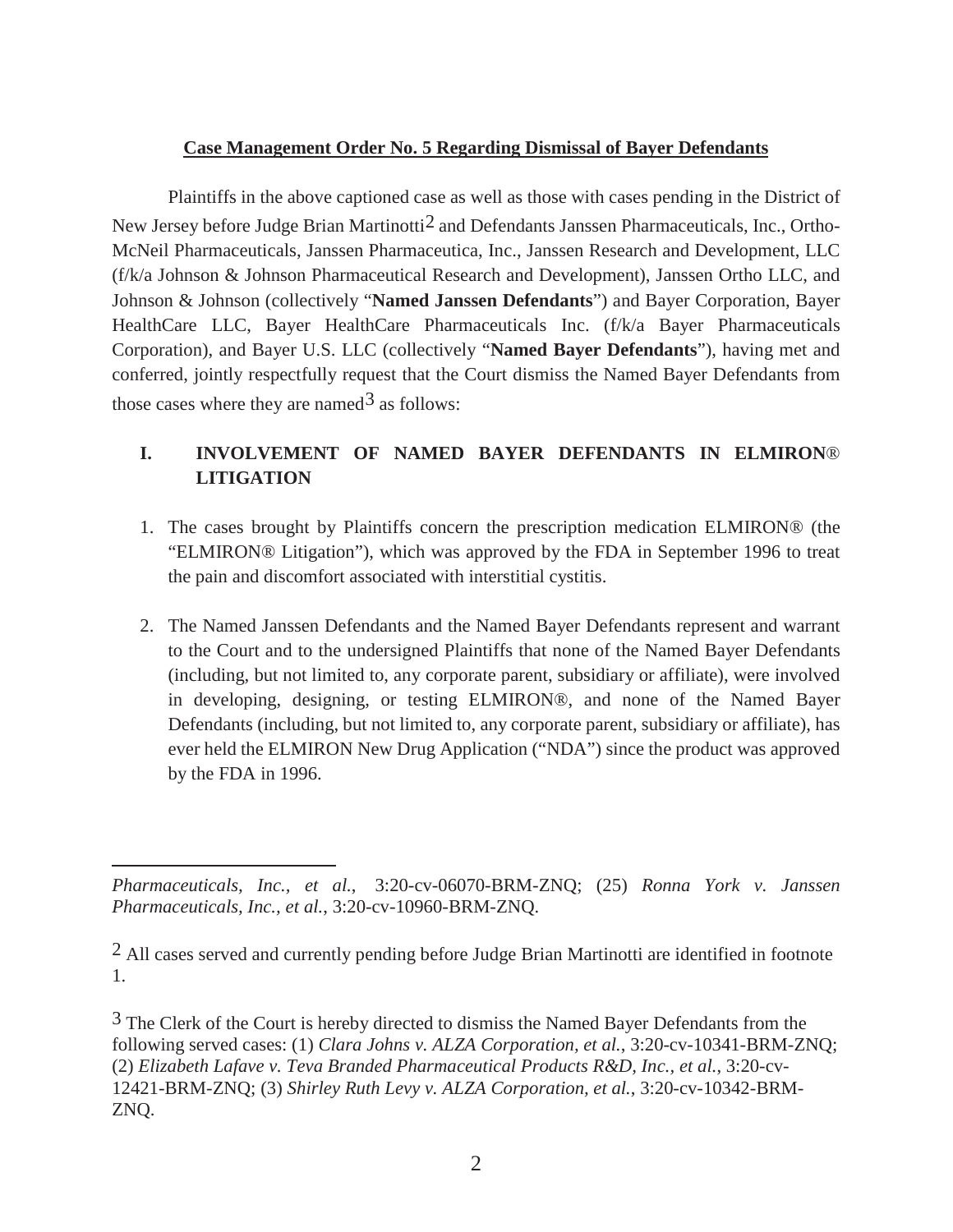**Case Management Order No. 5 Regarding Dismissal of Bayer Defendants**

Plaintiffs in the above captioned case as well as those with cases pending in the District of New Jersey before Judge Brian Martinotti[2] and Defendants Janssen Pharmaceuticals, Inc., Ortho-McNeil Pharmaceuticals, Janssen Pharmaceutica, Inc., Janssen Research and Development, LLC (f/k/a Johnson & Johnson Pharmaceutical Research and Development), Janssen Ortho LLC, and Johnson & Johnson (collectively "**Named Janssen Defendants**") and Bayer Corporation, Bayer HealthCare LLC, Bayer HealthCare Pharmaceuticals Inc. (f/k/a Bayer Pharmaceuticals Corporation), and Bayer U.S. LLC (collectively "**Named Bayer Defendants**"), having met and conferred, jointly respectfully request that the Court dismiss the Named Bayer Defendants from those cases where they are named[3] as follows:

## I. INVOLVEMENT OF NAMED BAYER DEFENDANTS IN ELMIRON® LITIGATION

1. The cases brought by Plaintiffs concern the prescription medication ELMIRON® (the "ELMIRON® Litigation"), which was approved by the FDA in September 1996 to treat the pain and discomfort associated with interstitial cystitis.

2. The Named Janssen Defendants and the Named Bayer Defendants represent and warrant to the Court and to the undersigned Plaintiffs that none of the Named Bayer Defendants (including, but not limited to, any corporate parent, subsidiary or affiliate), were involved in developing, designing, or testing ELMIRON®, and none of the Named Bayer Defendants (including, but not limited to, any corporate parent, subsidiary or affiliate), has ever held the ELMIRON New Drug Application ("NDA") since the product was approved by the FDA in 1996.

---

*Pharmaceuticals, Inc., et al.*, 3:20-cv-06070-BRM-ZNQ; (25) *Ronna York v. Janssen Pharmaceuticals, Inc., et al.*, 3:20-cv-10960-BRM-ZNQ.

[2] All cases served and currently pending before Judge Brian Martinotti are identified in footnote 1.

[3] The Clerk of the Court is hereby directed to dismiss the Named Bayer Defendants from the following served cases: (1) *Clara Johns v. ALZA Corporation, et al.*, 3:20-cv-10341-BRM-ZNQ; (2) *Elizabeth Lafave v. Teva Branded Pharmaceutical Products R&D, Inc., et al.*, 3:20-cv-12421-BRM-ZNQ; (3) *Shirley Ruth Levy v. ALZA Corporation, et al.*, 3:20-cv-10342-BRM-ZNQ.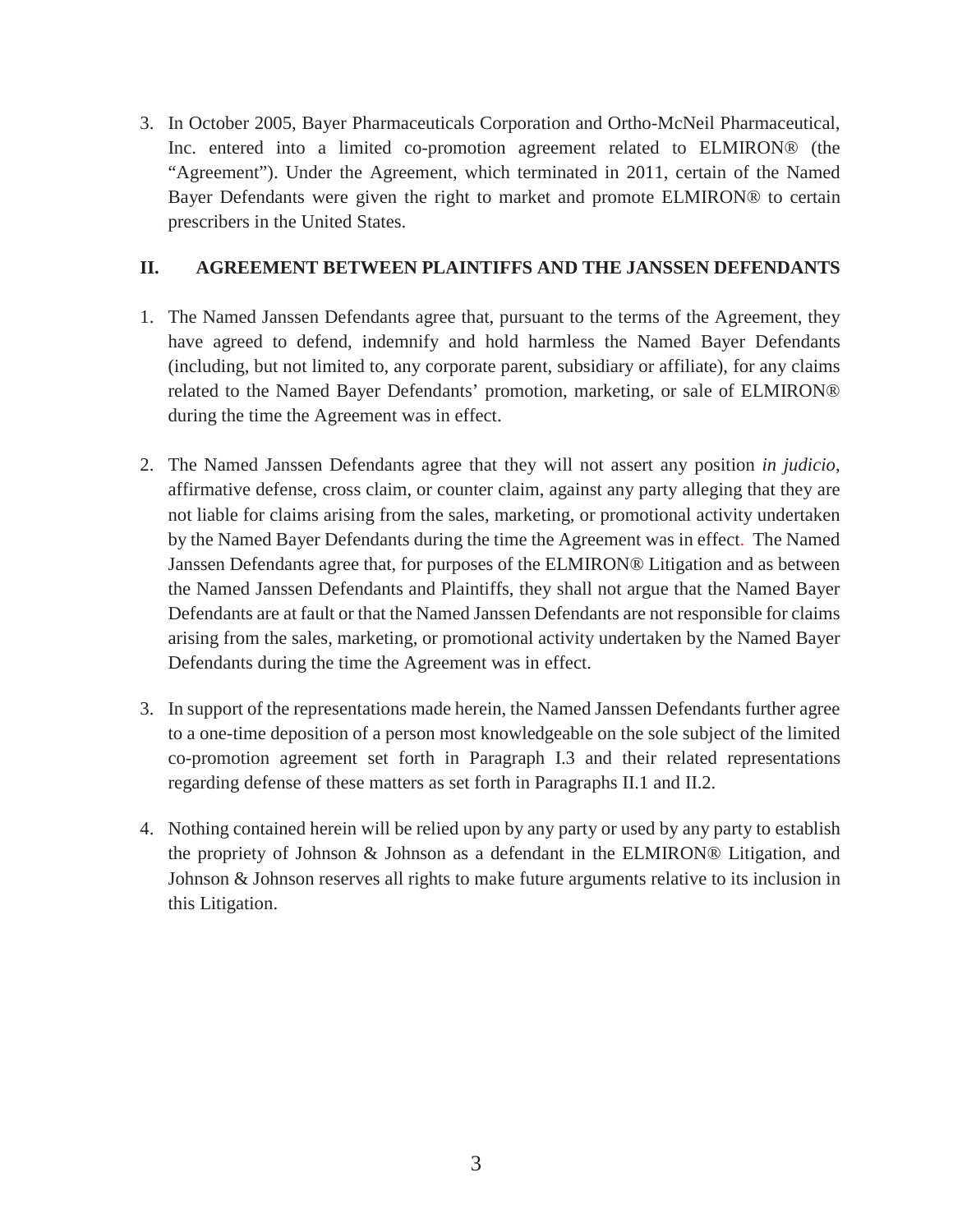3. In October 2005, Bayer Pharmaceuticals Corporation and Ortho-McNeil Pharmaceutical, Inc. entered into a limited co-promotion agreement related to ELMIRON® (the "Agreement"). Under the Agreement, which terminated in 2011, certain of the Named Bayer Defendants were given the right to market and promote ELMIRON® to certain prescribers in the United States.

## II. AGREEMENT BETWEEN PLAINTIFFS AND THE JANSSEN DEFENDANTS

1. The Named Janssen Defendants agree that, pursuant to the terms of the Agreement, they have agreed to defend, indemnify and hold harmless the Named Bayer Defendants (including, but not limited to, any corporate parent, subsidiary or affiliate), for any claims related to the Named Bayer Defendants' promotion, marketing, or sale of ELMIRON® during the time the Agreement was in effect.

2. The Named Janssen Defendants agree that they will not assert any position *in judicio*, affirmative defense, cross claim, or counter claim, against any party alleging that they are not liable for claims arising from the sales, marketing, or promotional activity undertaken by the Named Bayer Defendants during the time the Agreement was in effect. The Named Janssen Defendants agree that, for purposes of the ELMIRON® Litigation and as between the Named Janssen Defendants and Plaintiffs, they shall not argue that the Named Bayer Defendants are at fault or that the Named Janssen Defendants are not responsible for claims arising from the sales, marketing, or promotional activity undertaken by the Named Bayer Defendants during the time the Agreement was in effect.

3. In support of the representations made herein, the Named Janssen Defendants further agree to a one-time deposition of a person most knowledgeable on the sole subject of the limited co-promotion agreement set forth in Paragraph I.3 and their related representations regarding defense of these matters as set forth in Paragraphs II.1 and II.2.

4. Nothing contained herein will be relied upon by any party or used by any party to establish the propriety of Johnson & Johnson as a defendant in the ELMIRON® Litigation, and Johnson & Johnson reserves all rights to make future arguments relative to its inclusion in this Litigation.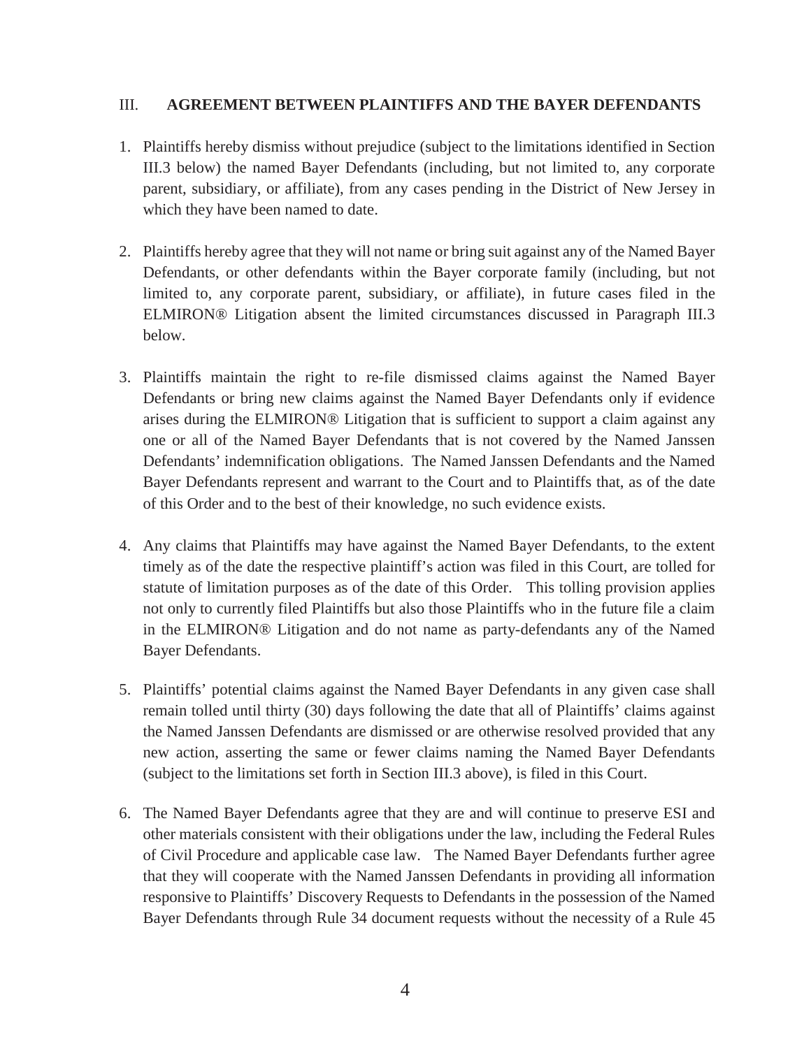## III. AGREEMENT BETWEEN PLAINTIFFS AND THE BAYER DEFENDANTS

1. Plaintiffs hereby dismiss without prejudice (subject to the limitations identified in Section III.3 below) the named Bayer Defendants (including, but not limited to, any corporate parent, subsidiary, or affiliate), from any cases pending in the District of New Jersey in which they have been named to date.

2. Plaintiffs hereby agree that they will not name or bring suit against any of the Named Bayer Defendants, or other defendants within the Bayer corporate family (including, but not limited to, any corporate parent, subsidiary, or affiliate), in future cases filed in the ELMIRON® Litigation absent the limited circumstances discussed in Paragraph III.3 below.

3. Plaintiffs maintain the right to re-file dismissed claims against the Named Bayer Defendants or bring new claims against the Named Bayer Defendants only if evidence arises during the ELMIRON® Litigation that is sufficient to support a claim against any one or all of the Named Bayer Defendants that is not covered by the Named Janssen Defendants' indemnification obligations. The Named Janssen Defendants and the Named Bayer Defendants represent and warrant to the Court and to Plaintiffs that, as of the date of this Order and to the best of their knowledge, no such evidence exists.

4. Any claims that Plaintiffs may have against the Named Bayer Defendants, to the extent timely as of the date the respective plaintiff's action was filed in this Court, are tolled for statute of limitation purposes as of the date of this Order. This tolling provision applies not only to currently filed Plaintiffs but also those Plaintiffs who in the future file a claim in the ELMIRON® Litigation and do not name as party-defendants any of the Named Bayer Defendants.

5. Plaintiffs' potential claims against the Named Bayer Defendants in any given case shall remain tolled until thirty (30) days following the date that all of Plaintiffs' claims against the Named Janssen Defendants are dismissed or are otherwise resolved provided that any new action, asserting the same or fewer claims naming the Named Bayer Defendants (subject to the limitations set forth in Section III.3 above), is filed in this Court.

6. The Named Bayer Defendants agree that they are and will continue to preserve ESI and other materials consistent with their obligations under the law, including the Federal Rules of Civil Procedure and applicable case law. The Named Bayer Defendants further agree that they will cooperate with the Named Janssen Defendants in providing all information responsive to Plaintiffs' Discovery Requests to Defendants in the possession of the Named Bayer Defendants through Rule 34 document requests without the necessity of a Rule 45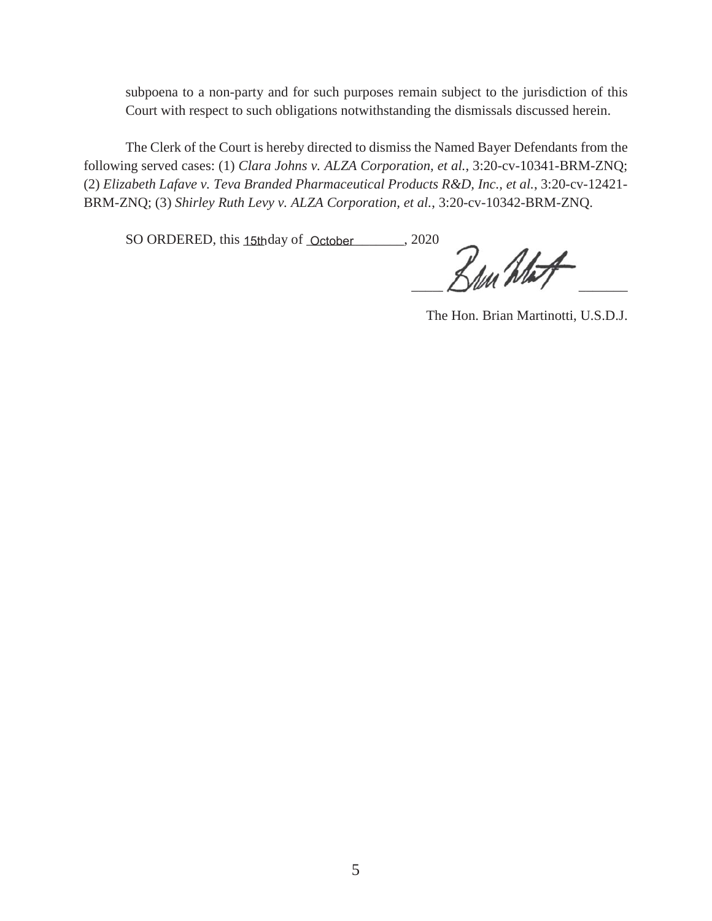subpoena to a non-party and for such purposes remain subject to the jurisdiction of this Court with respect to such obligations notwithstanding the dismissals discussed herein.

The Clerk of the Court is hereby directed to dismiss the Named Bayer Defendants from the following served cases: (1) *Clara Johns v. ALZA Corporation, et al.*, 3:20-cv-10341-BRM-ZNQ; (2) *Elizabeth Lafave v. Teva Branded Pharmaceutical Products R&D, Inc., et al.*, 3:20-cv-12421-BRM-ZNQ; (3) *Shirley Ruth Levy v. ALZA Corporation, et al.*, 3:20-cv-10342-BRM-ZNQ.

SO ORDERED, this 15th day of October, 2020

The Hon. Brian Martinotti, U.S.D.J.